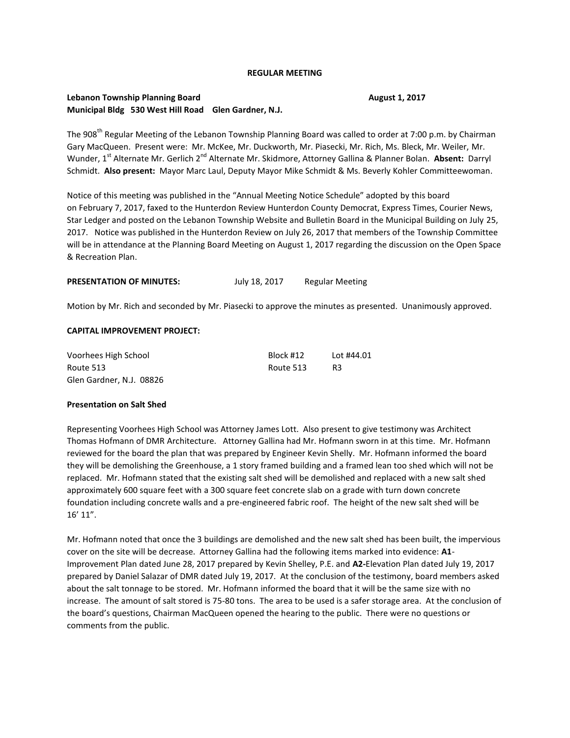**REGULAR MEETING**

**Lebanon Township Planning Board** **August 1, 2017**
**Municipal Bldg 530 West Hill Road Glen Gardner, N.J.**

The 908th Regular Meeting of the Lebanon Township Planning Board was called to order at 7:00 p.m. by Chairman Gary MacQueen. Present were: Mr. McKee, Mr. Duckworth, Mr. Piasecki, Mr. Rich, Ms. Bleck, Mr. Weiler, Mr. Wunder, 1st Alternate Mr. Gerlich 2nd Alternate Mr. Skidmore, Attorney Gallina & Planner Bolan. **Absent:** Darryl Schmidt. **Also present:** Mayor Marc Laul, Deputy Mayor Mike Schmidt & Ms. Beverly Kohler Committeewoman.

Notice of this meeting was published in the "Annual Meeting Notice Schedule" adopted by this board on February 7, 2017, faxed to the Hunterdon Review Hunterdon County Democrat, Express Times, Courier News, Star Ledger and posted on the Lebanon Township Website and Bulletin Board in the Municipal Building on July 25, 2017. Notice was published in the Hunterdon Review on July 26, 2017 that members of the Township Committee will be in attendance at the Planning Board Meeting on August 1, 2017 regarding the discussion on the Open Space & Recreation Plan.

**PRESENTATION OF MINUTES:** July 18, 2017 Regular Meeting

Motion by Mr. Rich and seconded by Mr. Piasecki to approve the minutes as presented. Unanimously approved.

**CAPITAL IMPROVEMENT PROJECT:**

| | | |
|---|---|---|
| Voorhees High School | Block #12 | Lot #44.01 |
| Route 513 | Route 513 | R3 |
| Glen Gardner, N.J. 08826 | | |

**Presentation on Salt Shed**

Representing Voorhees High School was Attorney James Lott. Also present to give testimony was Architect Thomas Hofmann of DMR Architecture. Attorney Gallina had Mr. Hofmann sworn in at this time. Mr. Hofmann reviewed for the board the plan that was prepared by Engineer Kevin Shelly. Mr. Hofmann informed the board they will be demolishing the Greenhouse, a 1 story framed building and a framed lean too shed which will not be replaced. Mr. Hofmann stated that the existing salt shed will be demolished and replaced with a new salt shed approximately 600 square feet with a 300 square feet concrete slab on a grade with turn down concrete foundation including concrete walls and a pre-engineered fabric roof. The height of the new salt shed will be 16' 11".

Mr. Hofmann noted that once the 3 buildings are demolished and the new salt shed has been built, the impervious cover on the site will be decrease. Attorney Gallina had the following items marked into evidence: **A1**-Improvement Plan dated June 28, 2017 prepared by Kevin Shelley, P.E. and **A2**-Elevation Plan dated July 19, 2017 prepared by Daniel Salazar of DMR dated July 19, 2017. At the conclusion of the testimony, board members asked about the salt tonnage to be stored. Mr. Hofmann informed the board that it will be the same size with no increase. The amount of salt stored is 75-80 tons. The area to be used is a safer storage area. At the conclusion of the board's questions, Chairman MacQueen opened the hearing to the public. There were no questions or comments from the public.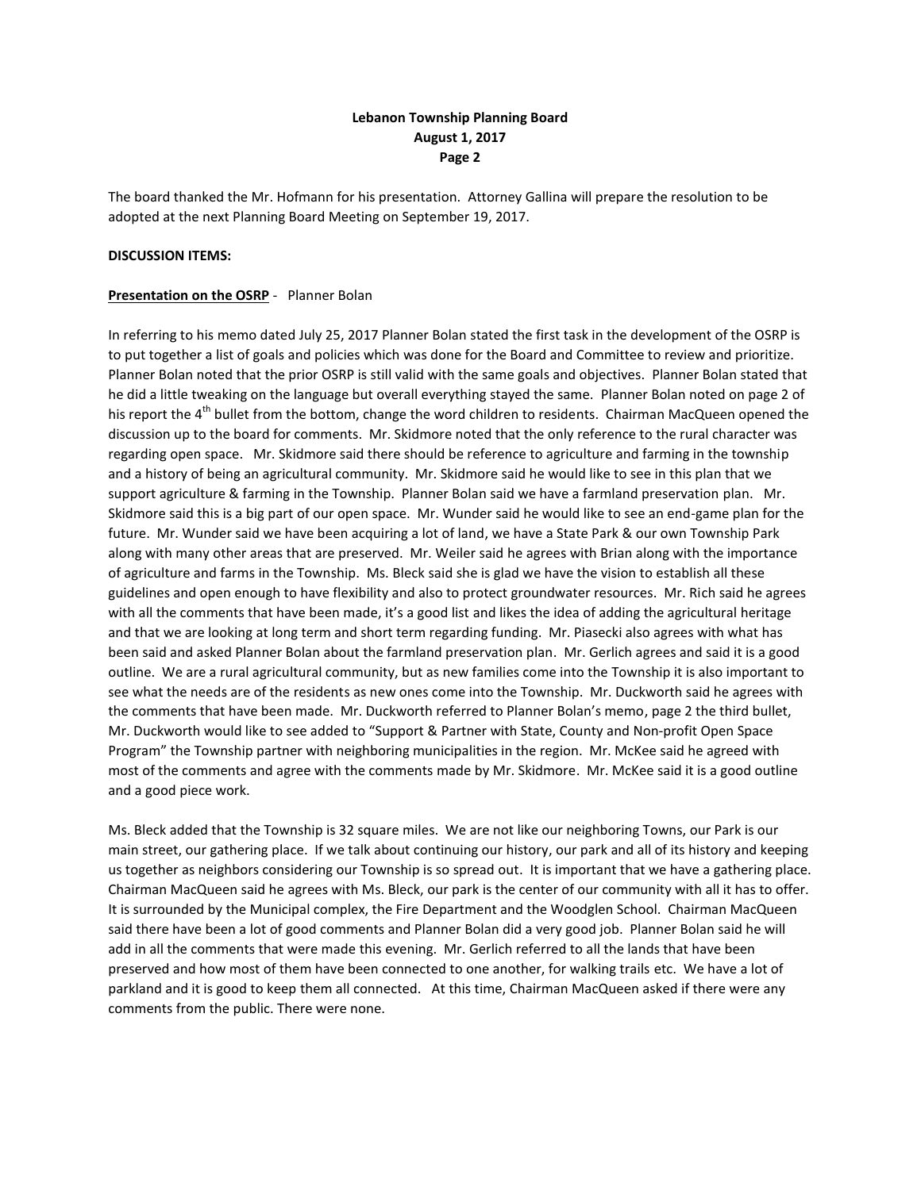The board thanked the Mr. Hofmann for his presentation. Attorney Gallina will prepare the resolution to be adopted at the next Planning Board Meeting on September 19, 2017.

**DISCUSSION ITEMS:**

**Presentation on the OSRP** - Planner Bolan

In referring to his memo dated July 25, 2017 Planner Bolan stated the first task in the development of the OSRP is to put together a list of goals and policies which was done for the Board and Committee to review and prioritize. Planner Bolan noted that the prior OSRP is still valid with the same goals and objectives. Planner Bolan stated that he did a little tweaking on the language but overall everything stayed the same. Planner Bolan noted on page 2 of his report the 4th bullet from the bottom, change the word children to residents. Chairman MacQueen opened the discussion up to the board for comments. Mr. Skidmore noted that the only reference to the rural character was regarding open space. Mr. Skidmore said there should be reference to agriculture and farming in the township and a history of being an agricultural community. Mr. Skidmore said he would like to see in this plan that we support agriculture & farming in the Township. Planner Bolan said we have a farmland preservation plan. Mr. Skidmore said this is a big part of our open space. Mr. Wunder said he would like to see an end-game plan for the future. Mr. Wunder said we have been acquiring a lot of land, we have a State Park & our own Township Park along with many other areas that are preserved. Mr. Weiler said he agrees with Brian along with the importance of agriculture and farms in the Township. Ms. Bleck said she is glad we have the vision to establish all these guidelines and open enough to have flexibility and also to protect groundwater resources. Mr. Rich said he agrees with all the comments that have been made, it's a good list and likes the idea of adding the agricultural heritage and that we are looking at long term and short term regarding funding. Mr. Piasecki also agrees with what has been said and asked Planner Bolan about the farmland preservation plan. Mr. Gerlich agrees and said it is a good outline. We are a rural agricultural community, but as new families come into the Township it is also important to see what the needs are of the residents as new ones come into the Township. Mr. Duckworth said he agrees with the comments that have been made. Mr. Duckworth referred to Planner Bolan's memo, page 2 the third bullet, Mr. Duckworth would like to see added to "Support & Partner with State, County and Non-profit Open Space Program" the Township partner with neighboring municipalities in the region. Mr. McKee said he agreed with most of the comments and agree with the comments made by Mr. Skidmore. Mr. McKee said it is a good outline and a good piece work.

Ms. Bleck added that the Township is 32 square miles. We are not like our neighboring Towns, our Park is our main street, our gathering place. If we talk about continuing our history, our park and all of its history and keeping us together as neighbors considering our Township is so spread out. It is important that we have a gathering place. Chairman MacQueen said he agrees with Ms. Bleck, our park is the center of our community with all it has to offer. It is surrounded by the Municipal complex, the Fire Department and the Woodglen School. Chairman MacQueen said there have been a lot of good comments and Planner Bolan did a very good job. Planner Bolan said he will add in all the comments that were made this evening. Mr. Gerlich referred to all the lands that have been preserved and how most of them have been connected to one another, for walking trails etc. We have a lot of parkland and it is good to keep them all connected. At this time, Chairman MacQueen asked if there were any comments from the public. There were none.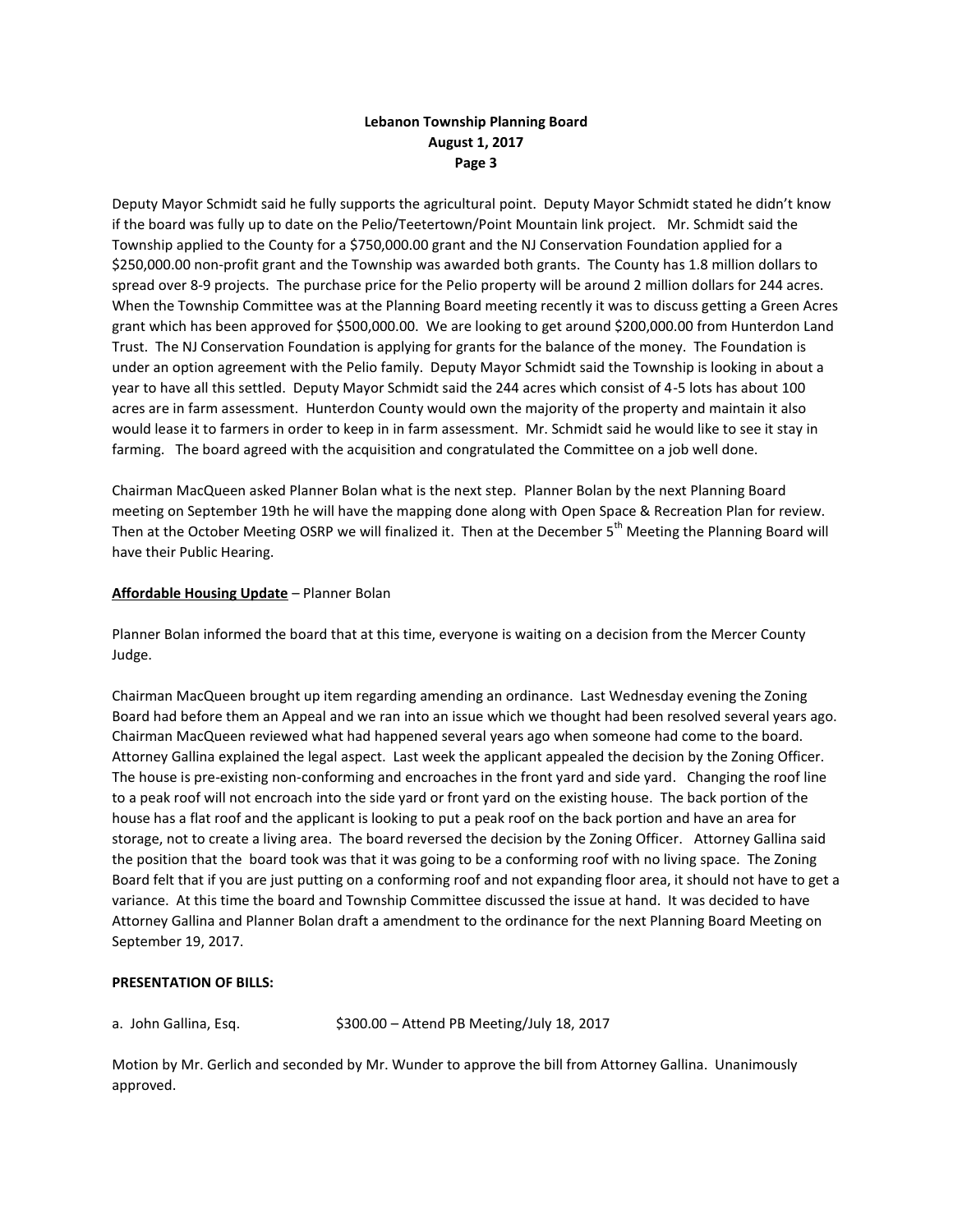Deputy Mayor Schmidt said he fully supports the agricultural point. Deputy Mayor Schmidt stated he didn't know if the board was fully up to date on the Pelio/Teetertown/Point Mountain link project. Mr. Schmidt said the Township applied to the County for a $750,000.00 grant and the NJ Conservation Foundation applied for a $250,000.00 non-profit grant and the Township was awarded both grants. The County has 1.8 million dollars to spread over 8-9 projects. The purchase price for the Pelio property will be around 2 million dollars for 244 acres. When the Township Committee was at the Planning Board meeting recently it was to discuss getting a Green Acres grant which has been approved for $500,000.00. We are looking to get around $200,000.00 from Hunterdon Land Trust. The NJ Conservation Foundation is applying for grants for the balance of the money. The Foundation is under an option agreement with the Pelio family. Deputy Mayor Schmidt said the Township is looking in about a year to have all this settled. Deputy Mayor Schmidt said the 244 acres which consist of 4-5 lots has about 100 acres are in farm assessment. Hunterdon County would own the majority of the property and maintain it also would lease it to farmers in order to keep in in farm assessment. Mr. Schmidt said he would like to see it stay in farming. The board agreed with the acquisition and congratulated the Committee on a job well done.

Chairman MacQueen asked Planner Bolan what is the next step. Planner Bolan by the next Planning Board meeting on September 19th he will have the mapping done along with Open Space & Recreation Plan for review. Then at the October Meeting OSRP we will finalized it. Then at the December 5th Meeting the Planning Board will have their Public Hearing.

**Affordable Housing Update** – Planner Bolan

Planner Bolan informed the board that at this time, everyone is waiting on a decision from the Mercer County Judge.

Chairman MacQueen brought up item regarding amending an ordinance. Last Wednesday evening the Zoning Board had before them an Appeal and we ran into an issue which we thought had been resolved several years ago. Chairman MacQueen reviewed what had happened several years ago when someone had come to the board. Attorney Gallina explained the legal aspect. Last week the applicant appealed the decision by the Zoning Officer. The house is pre-existing non-conforming and encroaches in the front yard and side yard. Changing the roof line to a peak roof will not encroach into the side yard or front yard on the existing house. The back portion of the house has a flat roof and the applicant is looking to put a peak roof on the back portion and have an area for storage, not to create a living area. The board reversed the decision by the Zoning Officer. Attorney Gallina said the position that the board took was that it was going to be a conforming roof with no living space. The Zoning Board felt that if you are just putting on a conforming roof and not expanding floor area, it should not have to get a variance. At this time the board and Township Committee discussed the issue at hand. It was decided to have Attorney Gallina and Planner Bolan draft a amendment to the ordinance for the next Planning Board Meeting on September 19, 2017.

**PRESENTATION OF BILLS:**

a. John Gallina, Esq. $300.00 – Attend PB Meeting/July 18, 2017

Motion by Mr. Gerlich and seconded by Mr. Wunder to approve the bill from Attorney Gallina. Unanimously approved.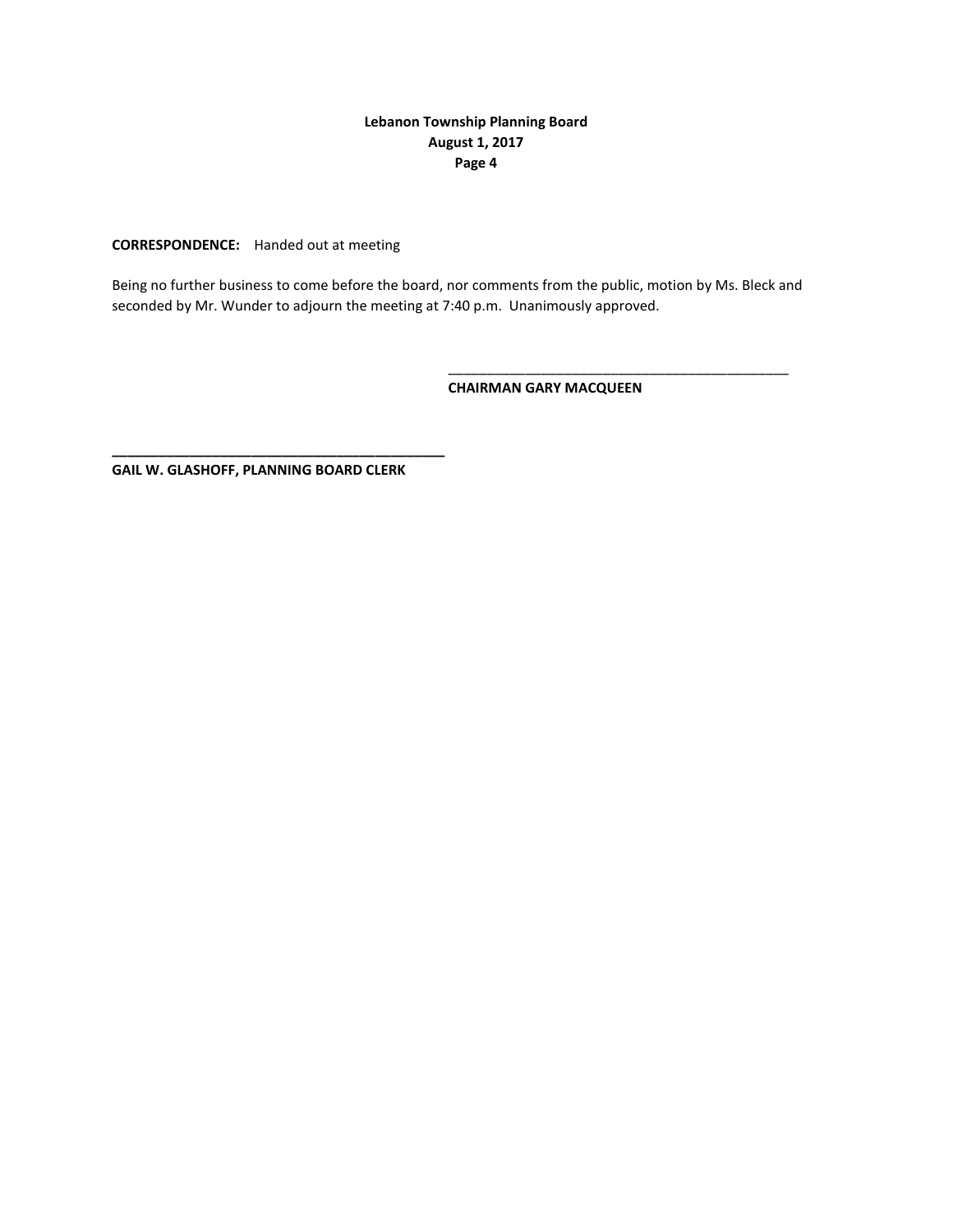**CORRESPONDENCE:** Handed out at meeting

Being no further business to come before the board, nor comments from the public, motion by Ms. Bleck and seconded by Mr. Wunder to adjourn the meeting at 7:40 p.m. Unanimously approved.

\_\_\_\_\_\_\_\_\_\_\_\_\_\_\_\_\_\_\_\_\_\_\_\_\_\_\_\_\_\_\_\_\_\_\_\_\_\_\_\_\_\_\_\_

**CHAIRMAN GARY MACQUEEN**

\_\_\_\_\_\_\_\_\_\_\_\_\_\_\_\_\_\_\_\_\_\_\_\_\_\_\_\_\_\_\_\_\_\_\_\_\_\_\_\_\_\_\_\_

**GAIL W. GLASHOFF, PLANNING BOARD CLERK**